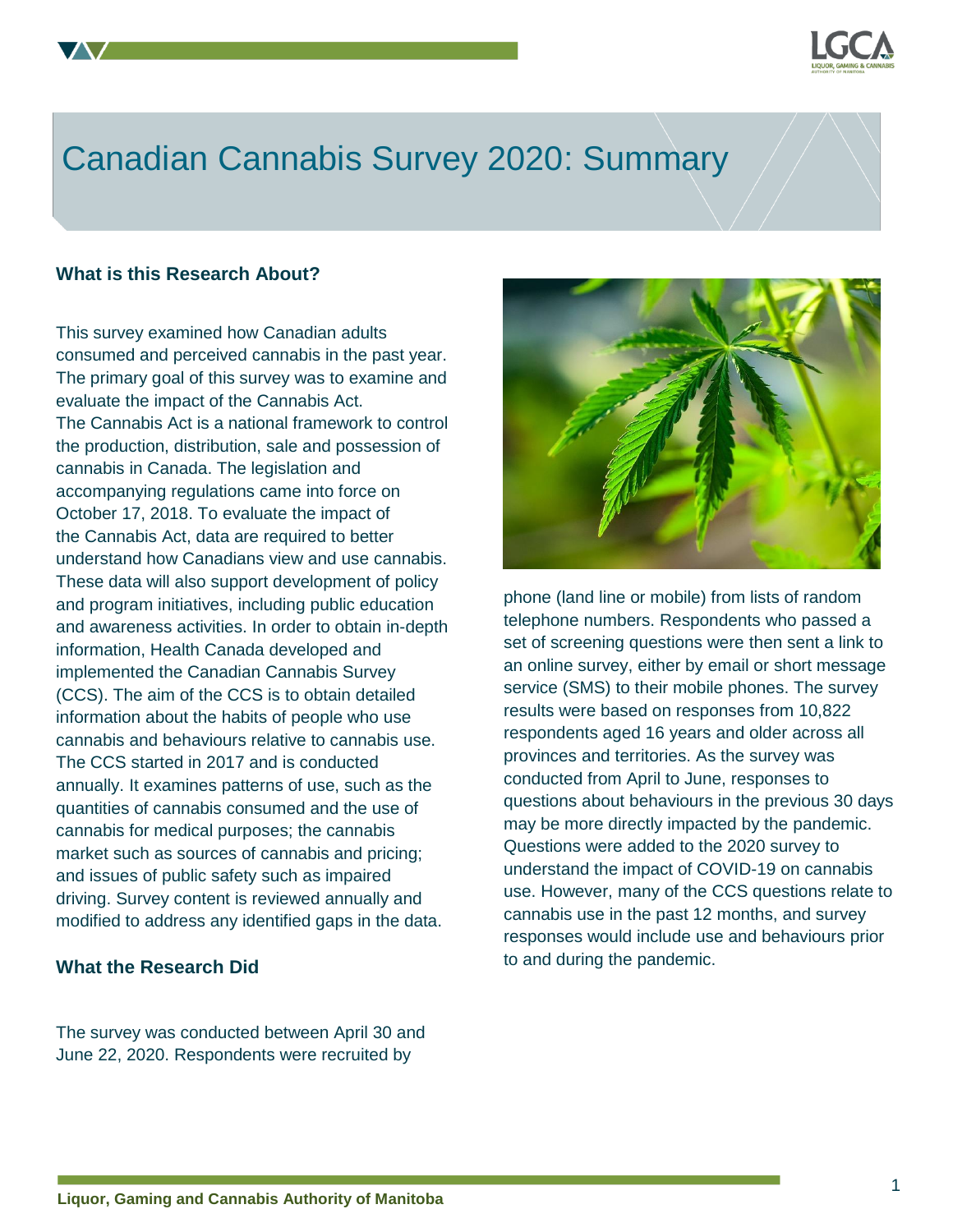# Canadian Cannabis Survey 2020: Summary

## What is this Research About?

This survey examined how Canadian adults consumed and perceived cannabis in the past year. The primary goal of this survey was to examine and evaluate the impact of the Cannabis Act. The Cannabis Act is a national framework to control the production, distribution, sale and possession of cannabis in Canada. The legislation and accompanying regulations came into force on October 17, 2018. To evaluate the impact of the Cannabis Act, data are required to better understand how Canadians view and use cannabis. These data will also support development of policy and program initiatives, including public education and awareness activities. In order to obtain in-depth information, Health Canada developed and implemented the Canadian Cannabis Survey (CCS). The aim of the CCS is to obtain detailed information about the habits of people who use cannabis and behaviours relative to cannabis use. The CCS started in 2017 and is conducted annually. It examines patterns of use, such as the quantities of cannabis consumed and the use of cannabis for medical purposes; the cannabis market such as sources of cannabis and pricing; and issues of public safety such as impaired driving. Survey content is reviewed annually and modified to address any identified gaps in the data.

## What the Research Did

The survey was conducted between April 30 and June 22, 2020. Respondents were recruited by phone (land line or mobile) from lists of random telephone numbers. Respondents who passed a set of screening questions were then sent a link to an online survey, either by email or short message service (SMS) to their mobile phones. The survey results were based on responses from 10,822 respondents aged 16 years and older across all provinces and territories. As the survey was conducted from April to June, responses to questions about behaviours in the previous 30 days may be more directly impacted by the pandemic. Questions were added to the 2020 survey to understand the impact of COVID-19 on cannabis use. However, many of the CCS questions relate to cannabis use in the past 12 months, and survey responses would include use and behaviours prior to and during the pandemic.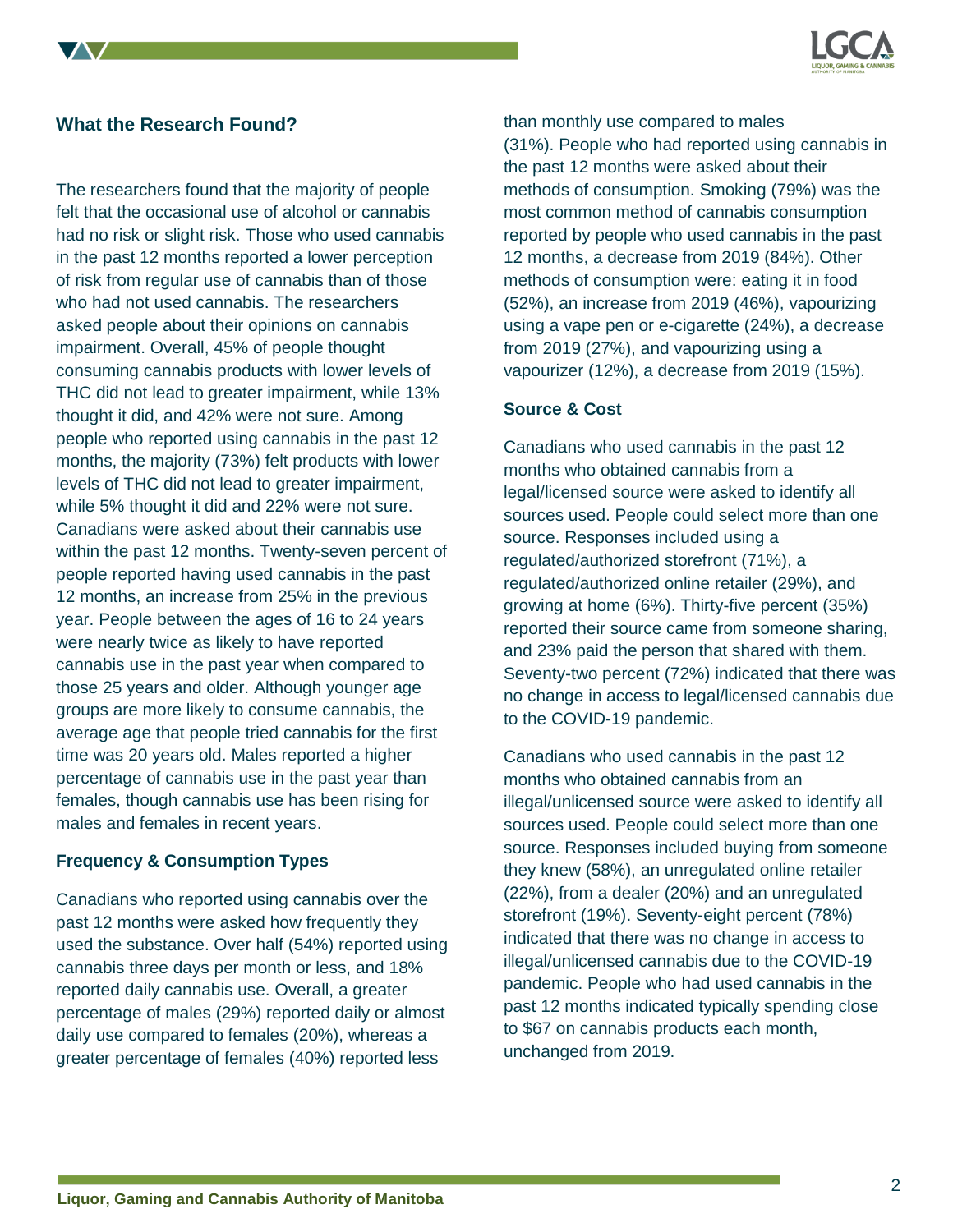## What the Research Found?

The researchers found that the majority of people felt that the occasional use of alcohol or cannabis had no risk or slight risk. Those who used cannabis in the past 12 months reported a lower perception of risk from regular use of cannabis than of those who had not used cannabis. The researchers asked people about their opinions on cannabis impairment. Overall, 45% of people thought consuming cannabis products with lower levels of THC did not lead to greater impairment, while 13% thought it did, and 42% were not sure. Among people who reported using cannabis in the past 12 months, the majority (73%) felt products with lower levels of THC did not lead to greater impairment, while 5% thought it did and 22% were not sure. Canadians were asked about their cannabis use within the past 12 months. Twenty-seven percent of people reported having used cannabis in the past 12 months, an increase from 25% in the previous year. People between the ages of 16 to 24 years were nearly twice as likely to have reported cannabis use in the past year when compared to those 25 years and older. Although younger age groups are more likely to consume cannabis, the average age that people tried cannabis for the first time was 20 years old. Males reported a higher percentage of cannabis use in the past year than females, though cannabis use has been rising for males and females in recent years.

### Frequency & Consumption Types

Canadians who reported using cannabis over the past 12 months were asked how frequently they used the substance. Over half (54%) reported using cannabis three days per month or less, and 18% reported daily cannabis use. Overall, a greater percentage of males (29%) reported daily or almost daily use compared to females (20%), whereas a greater percentage of females (40%) reported less than monthly use compared to males (31%). People who had reported using cannabis in the past 12 months were asked about their methods of consumption. Smoking (79%) was the most common method of cannabis consumption reported by people who used cannabis in the past 12 months, a decrease from 2019 (84%). Other methods of consumption were: eating it in food (52%), an increase from 2019 (46%), vapourizing using a vape pen or e-cigarette (24%), a decrease from 2019 (27%), and vapourizing using a vapourizer (12%), a decrease from 2019 (15%).

### Source & Cost

Canadians who used cannabis in the past 12 months who obtained cannabis from a legal/licensed source were asked to identify all sources used. People could select more than one source. Responses included using a regulated/authorized storefront (71%), a regulated/authorized online retailer (29%), and growing at home (6%). Thirty-five percent (35%) reported their source came from someone sharing, and 23% paid the person that shared with them. Seventy-two percent (72%) indicated that there was no change in access to legal/licensed cannabis due to the COVID-19 pandemic.

Canadians who used cannabis in the past 12 months who obtained cannabis from an illegal/unlicensed source were asked to identify all sources used. People could select more than one source. Responses included buying from someone they knew (58%), an unregulated online retailer (22%), from a dealer (20%) and an unregulated storefront (19%). Seventy-eight percent (78%) indicated that there was no change in access to illegal/unlicensed cannabis due to the COVID-19 pandemic. People who had used cannabis in the past 12 months indicated typically spending close to $67 on cannabis products each month, unchanged from 2019.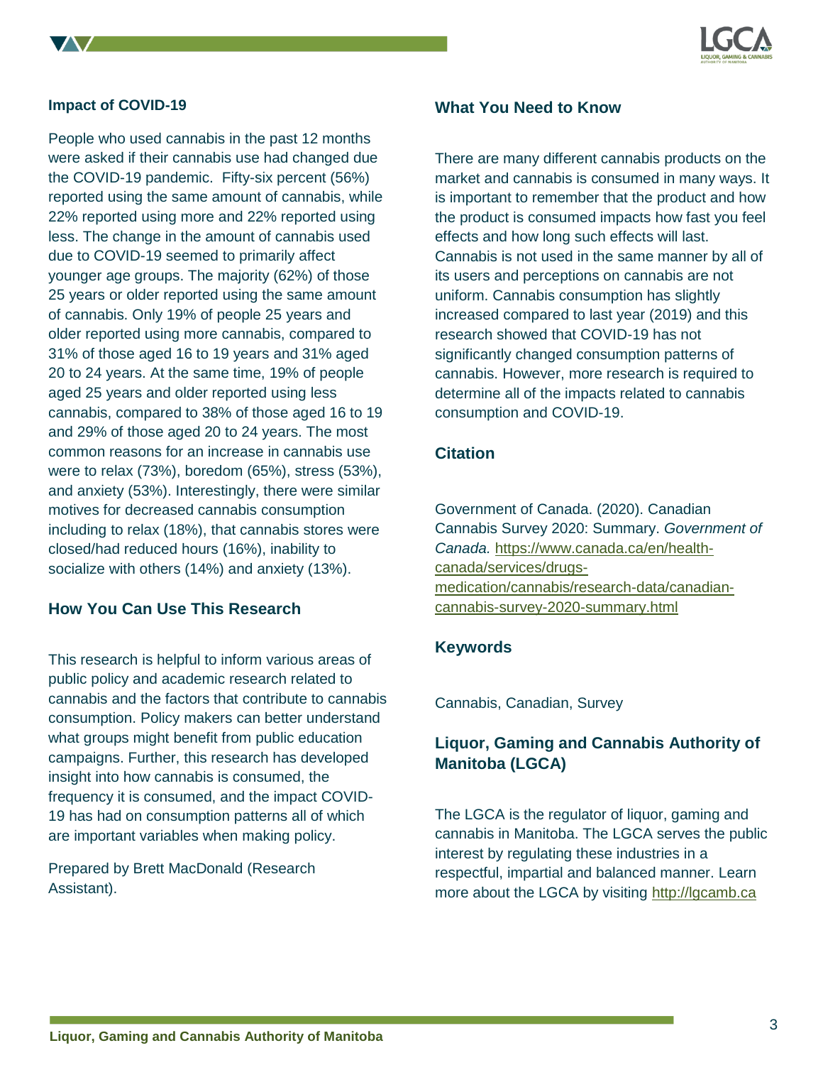## Impact of COVID-19

People who used cannabis in the past 12 months were asked if their cannabis use had changed due the COVID-19 pandemic. Fifty-six percent (56%) reported using the same amount of cannabis, while 22% reported using more and 22% reported using less. The change in the amount of cannabis used due to COVID-19 seemed to primarily affect younger age groups. The majority (62%) of those 25 years or older reported using the same amount of cannabis. Only 19% of people 25 years and older reported using more cannabis, compared to 31% of those aged 16 to 19 years and 31% aged 20 to 24 years. At the same time, 19% of people aged 25 years and older reported using less cannabis, compared to 38% of those aged 16 to 19 and 29% of those aged 20 to 24 years. The most common reasons for an increase in cannabis use were to relax (73%), boredom (65%), stress (53%), and anxiety (53%). Interestingly, there were similar motives for decreased cannabis consumption including to relax (18%), that cannabis stores were closed/had reduced hours (16%), inability to socialize with others (14%) and anxiety (13%).

## How You Can Use This Research

This research is helpful to inform various areas of public policy and academic research related to cannabis and the factors that contribute to cannabis consumption. Policy makers can better understand what groups might benefit from public education campaigns. Further, this research has developed insight into how cannabis is consumed, the frequency it is consumed, and the impact COVID-19 has had on consumption patterns all of which are important variables when making policy.

Prepared by Brett MacDonald (Research Assistant).

## What You Need to Know

There are many different cannabis products on the market and cannabis is consumed in many ways. It is important to remember that the product and how the product is consumed impacts how fast you feel effects and how long such effects will last. Cannabis is not used in the same manner by all of its users and perceptions on cannabis are not uniform. Cannabis consumption has slightly increased compared to last year (2019) and this research showed that COVID-19 has not significantly changed consumption patterns of cannabis. However, more research is required to determine all of the impacts related to cannabis consumption and COVID-19.

## Citation

Government of Canada. (2020). Canadian Cannabis Survey 2020: Summary. *Government of Canada.* https://www.canada.ca/en/health-canada/services/drugs-medication/cannabis/research-data/canadian-cannabis-survey-2020-summary.html

## Keywords

Cannabis, Canadian, Survey

## Liquor, Gaming and Cannabis Authority of Manitoba (LGCA)

The LGCA is the regulator of liquor, gaming and cannabis in Manitoba. The LGCA serves the public interest by regulating these industries in a respectful, impartial and balanced manner. Learn more about the LGCA by visiting http://lgcamb.ca